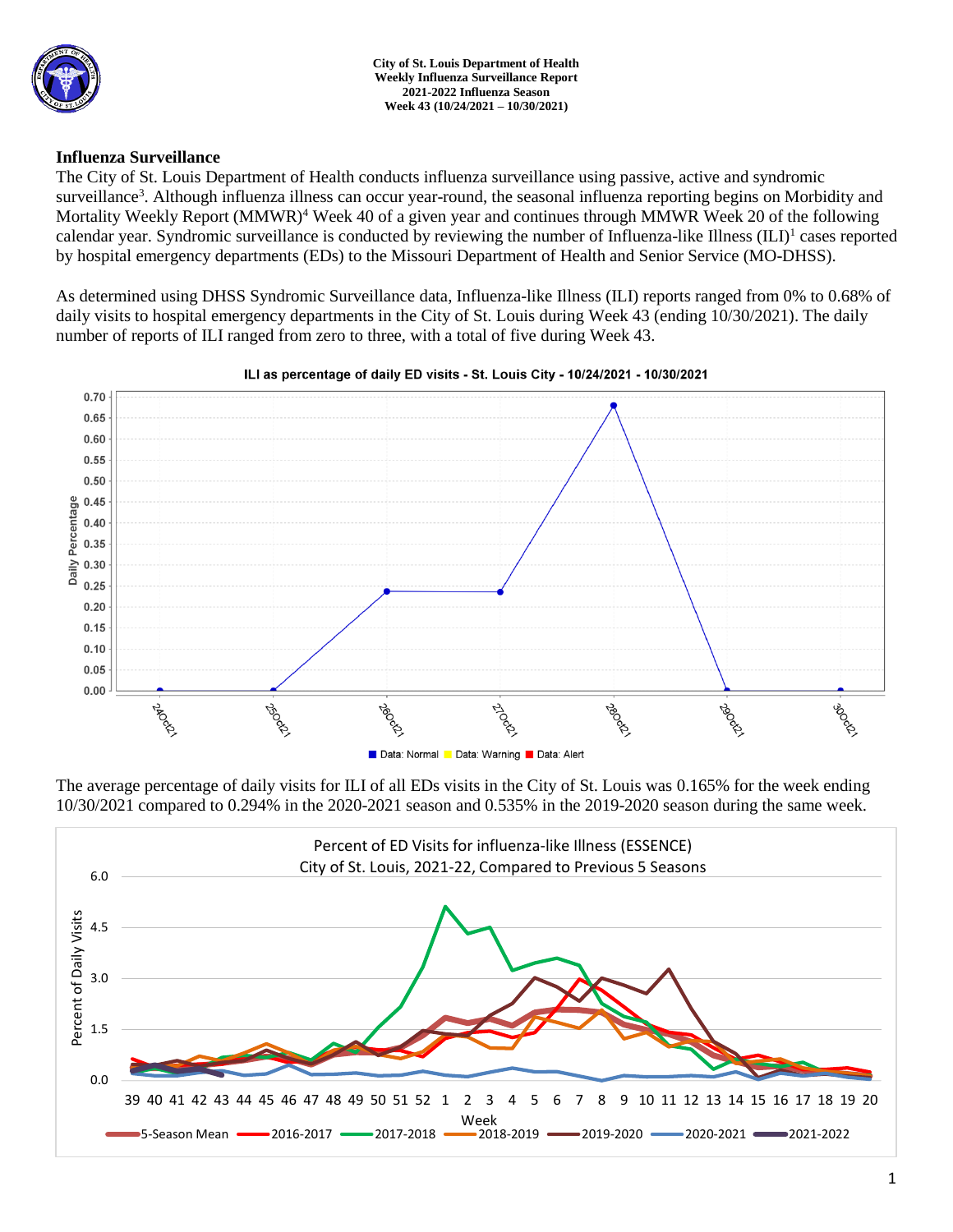**City of St. Louis Department of Health**
**Weekly Influenza Surveillance Report**
**2021-2022 Influenza Season**
**Week 43 (10/24/2021 – 10/30/2021)**

## Influenza Surveillance

The City of St. Louis Department of Health conducts influenza surveillance using passive, active and syndromic surveillance[3]. Although influenza illness can occur year-round, the seasonal influenza reporting begins on Morbidity and Mortality Weekly Report (MMWR)[4] Week 40 of a given year and continues through MMWR Week 20 of the following calendar year. Syndromic surveillance is conducted by reviewing the number of Influenza-like Illness (ILI)[1] cases reported by hospital emergency departments (EDs) to the Missouri Department of Health and Senior Service (MO-DHSS).

As determined using DHSS Syndromic Surveillance data, Influenza-like Illness (ILI) reports ranged from 0% to 0.68% of daily visits to hospital emergency departments in the City of St. Louis during Week 43 (ending 10/30/2021). The daily number of reports of ILI ranged from zero to three, with a total of five during Week 43.

**ILI as percentage of daily ED visits - St. Louis City - 10/24/2021 - 10/30/2021**

The average percentage of daily visits for ILI of all EDs visits in the City of St. Louis was 0.165% for the week ending 10/30/2021 compared to 0.294% in the 2020-2021 season and 0.535% in the 2019-2020 season during the same week.

**Percent of ED Visits for influenza-like Illness (ESSENCE)**
**City of St. Louis, 2021-22, Compared to Previous 5 Seasons**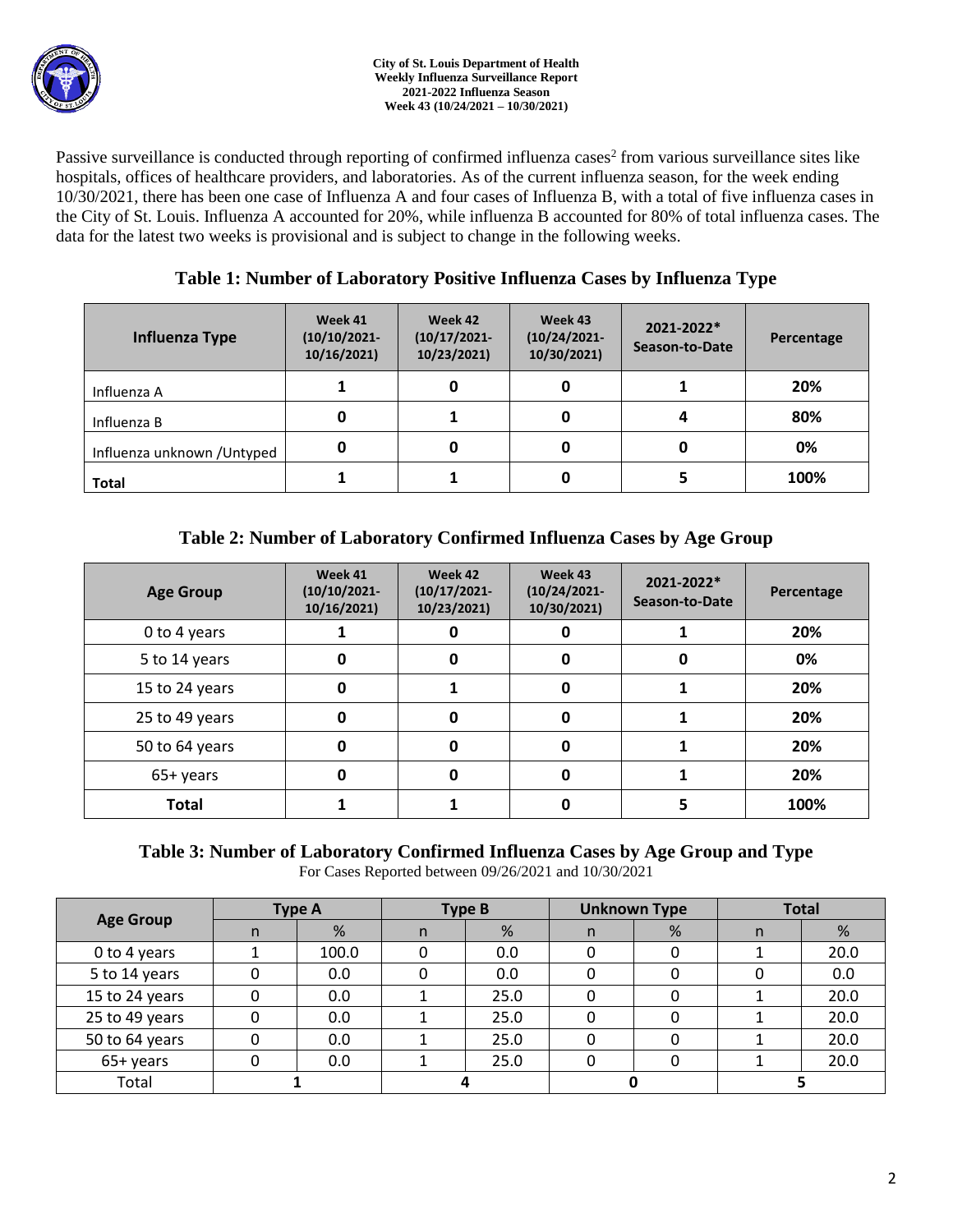Passive surveillance is conducted through reporting of confirmed influenza cases[2] from various surveillance sites like hospitals, offices of healthcare providers, and laboratories. As of the current influenza season, for the week ending 10/30/2021, there has been one case of Influenza A and four cases of Influenza B, with a total of five influenza cases in the City of St. Louis. Influenza A accounted for 20%, while influenza B accounted for 80% of total influenza cases. The data for the latest two weeks is provisional and is subject to change in the following weeks.

## Table 1: Number of Laboratory Positive Influenza Cases by Influenza Type

| Influenza Type | Week 41 (10/10/2021-10/16/2021) | Week 42 (10/17/2021-10/23/2021) | Week 43 (10/24/2021-10/30/2021) | 2021-2022* Season-to-Date | Percentage |
|---|---|---|---|---|---|
| Influenza A | 1 | 0 | 0 | 1 | 20% |
| Influenza B | 0 | 1 | 0 | 4 | 80% |
| Influenza unknown /Untyped | 0 | 0 | 0 | 0 | 0% |
| **Total** | 1 | 1 | 0 | 5 | 100% |

## Table 2: Number of Laboratory Confirmed Influenza Cases by Age Group

| Age Group | Week 41 (10/10/2021-10/16/2021) | Week 42 (10/17/2021-10/23/2021) | Week 43 (10/24/2021-10/30/2021) | 2021-2022* Season-to-Date | Percentage |
|---|---|---|---|---|---|
| 0 to 4 years | 1 | 0 | 0 | 1 | 20% |
| 5 to 14 years | 0 | 0 | 0 | 0 | 0% |
| 15 to 24 years | 0 | 1 | 0 | 1 | 20% |
| 25 to 49 years | 0 | 0 | 0 | 1 | 20% |
| 50 to 64 years | 0 | 0 | 0 | 1 | 20% |
| 65+ years | 0 | 0 | 0 | 1 | 20% |
| **Total** | 1 | 1 | 0 | 5 | 100% |

## Table 3: Number of Laboratory Confirmed Influenza Cases by Age Group and Type

For Cases Reported between 09/26/2021 and 10/30/2021

| Age Group | Type A | | Type B | | Unknown Type | | Total | |
|---|---|---|---|---|---|---|---|---|
| | n | % | n | % | n | % | n | % |
| 0 to 4 years | 1 | 100.0 | 0 | 0.0 | 0 | 0 | 1 | 20.0 |
| 5 to 14 years | 0 | 0.0 | 0 | 0.0 | 0 | 0 | 0 | 0.0 |
| 15 to 24 years | 0 | 0.0 | 1 | 25.0 | 0 | 0 | 1 | 20.0 |
| 25 to 49 years | 0 | 0.0 | 1 | 25.0 | 0 | 0 | 1 | 20.0 |
| 50 to 64 years | 0 | 0.0 | 1 | 25.0 | 0 | 0 | 1 | 20.0 |
| 65+ years | 0 | 0.0 | 1 | 25.0 | 0 | 0 | 1 | 20.0 |
| Total | 1 | | 4 | | 0 | | 5 | |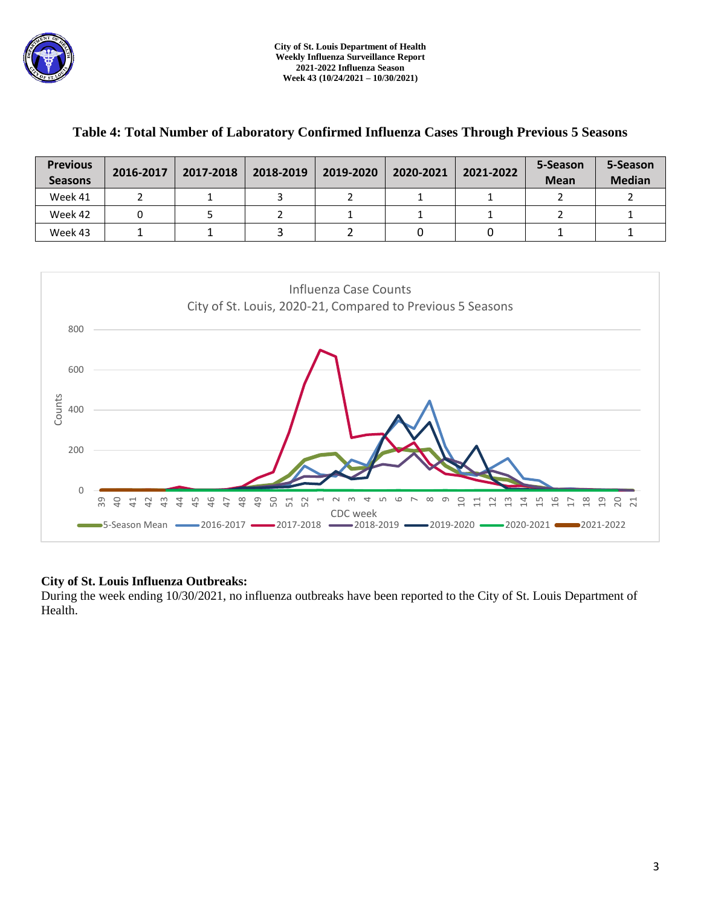## Table 4: Total Number of Laboratory Confirmed Influenza Cases Through Previous 5 Seasons

| Previous Seasons | 2016-2017 | 2017-2018 | 2018-2019 | 2019-2020 | 2020-2021 | 2021-2022 | 5-Season Mean | 5-Season Median |
|---|---|---|---|---|---|---|---|---|
| Week 41 | 2 | 1 | 3 | 2 | 1 | 1 | 2 | 2 |
| Week 42 | 0 | 5 | 2 | 1 | 1 | 1 | 2 | 1 |
| Week 43 | 1 | 1 | 3 | 2 | 0 | 0 | 1 | 1 |

Influenza Case Counts
City of St. Louis, 2020-21, Compared to Previous 5 Seasons

**City of St. Louis Influenza Outbreaks:**

During the week ending 10/30/2021, no influenza outbreaks have been reported to the City of St. Louis Department of Health.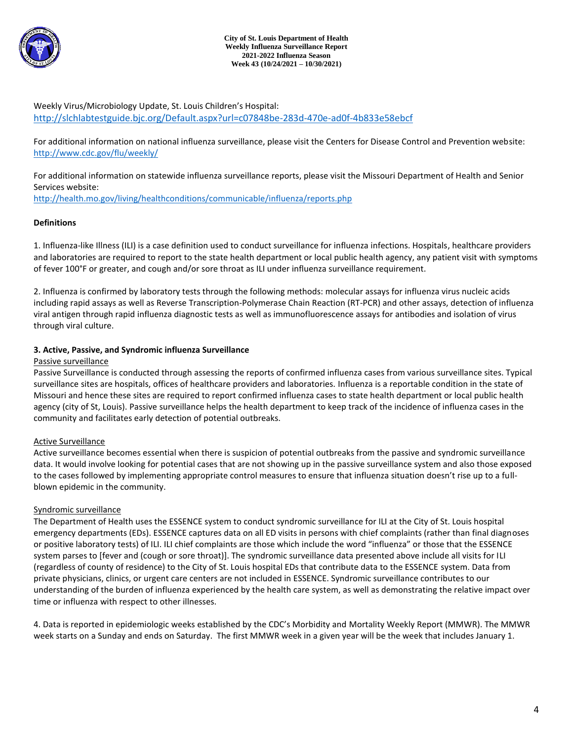Weekly Virus/Microbiology Update, St. Louis Children's Hospital:
http://slchlabtestguide.bjc.org/Default.aspx?url=c07848be-283d-470e-ad0f-4b833e58ebcf

For additional information on national influenza surveillance, please visit the Centers for Disease Control and Prevention website: http://www.cdc.gov/flu/weekly/

For additional information on statewide influenza surveillance reports, please visit the Missouri Department of Health and Senior Services website:
http://health.mo.gov/living/healthconditions/communicable/influenza/reports.php

**Definitions**

1. Influenza-like Illness (ILI) is a case definition used to conduct surveillance for influenza infections. Hospitals, healthcare providers and laboratories are required to report to the state health department or local public health agency, any patient visit with symptoms of fever 100°F or greater, and cough and/or sore throat as ILI under influenza surveillance requirement.

2. Influenza is confirmed by laboratory tests through the following methods: molecular assays for influenza virus nucleic acids including rapid assays as well as Reverse Transcription-Polymerase Chain Reaction (RT-PCR) and other assays, detection of influenza viral antigen through rapid influenza diagnostic tests as well as immunofluorescence assays for antibodies and isolation of virus through viral culture.

**3. Active, Passive, and Syndromic influenza Surveillance**

Passive surveillance

Passive Surveillance is conducted through assessing the reports of confirmed influenza cases from various surveillance sites. Typical surveillance sites are hospitals, offices of healthcare providers and laboratories. Influenza is a reportable condition in the state of Missouri and hence these sites are required to report confirmed influenza cases to state health department or local public health agency (city of St, Louis). Passive surveillance helps the health department to keep track of the incidence of influenza cases in the community and facilitates early detection of potential outbreaks.

Active Surveillance

Active surveillance becomes essential when there is suspicion of potential outbreaks from the passive and syndromic surveillance data. It would involve looking for potential cases that are not showing up in the passive surveillance system and also those exposed to the cases followed by implementing appropriate control measures to ensure that influenza situation doesn't rise up to a full-blown epidemic in the community.

Syndromic surveillance

The Department of Health uses the ESSENCE system to conduct syndromic surveillance for ILI at the City of St. Louis hospital emergency departments (EDs). ESSENCE captures data on all ED visits in persons with chief complaints (rather than final diagnoses or positive laboratory tests) of ILI. ILI chief complaints are those which include the word "influenza" or those that the ESSENCE system parses to [fever and (cough or sore throat)]. The syndromic surveillance data presented above include all visits for ILI (regardless of county of residence) to the City of St. Louis hospital EDs that contribute data to the ESSENCE system. Data from private physicians, clinics, or urgent care centers are not included in ESSENCE. Syndromic surveillance contributes to our understanding of the burden of influenza experienced by the health care system, as well as demonstrating the relative impact over time or influenza with respect to other illnesses.

4. Data is reported in epidemiologic weeks established by the CDC's Morbidity and Mortality Weekly Report (MMWR). The MMWR week starts on a Sunday and ends on Saturday. The first MMWR week in a given year will be the week that includes January 1.